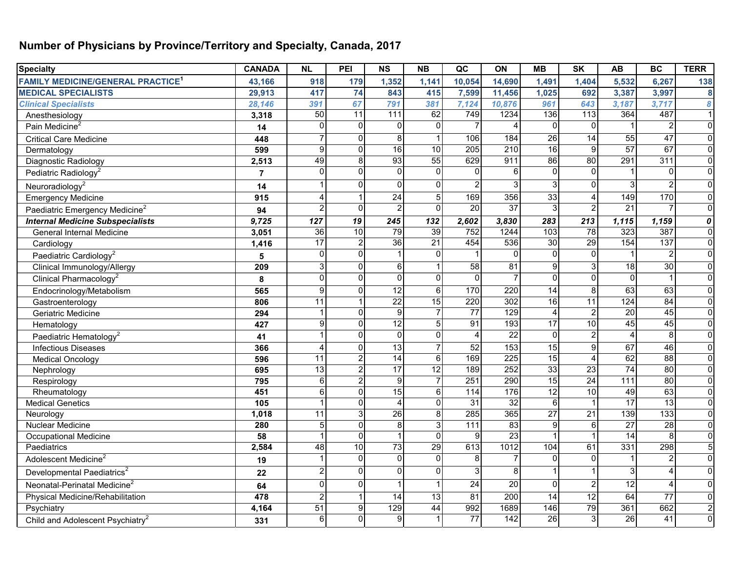## Number of Physicians by Province/Territory and Specialty, Canada, 2017

| Specialty | CANADA | NL | PEI | NS | NB | QC | ON | MB | SK | AB | BC | TERR |
|---|---|---|---|---|---|---|---|---|---|---|---|---|
| **FAMILY MEDICINE/GENERAL PRACTICE[1]** | **43,166** | **918** | **179** | **1,352** | **1,141** | **10,054** | **14,690** | **1,491** | **1,404** | **5,532** | **6,267** | **138** |
| **MEDICAL SPECIALISTS** | **29,913** | **417** | **74** | **843** | **415** | **7,599** | **11,456** | **1,025** | **692** | **3,387** | **3,997** | **8** |
| ***Clinical Specialists*** | ***28,146*** | ***391*** | ***67*** | ***791*** | ***381*** | ***7,124*** | ***10,876*** | ***961*** | ***643*** | ***3,187*** | ***3,717*** | ***8*** |
| Anesthesiology | **3,318** | 50 | 11 | 111 | 62 | 749 | 1234 | 136 | 113 | 364 | 487 | 1 |
| Pain Medicine[2] | **14** | 0 | 0 | 0 | 0 | 7 | 4 | 0 | 0 | 1 | 2 | 0 |
| Critical Care Medicine | **448** | 7 | 0 | 8 | 1 | 106 | 184 | 26 | 14 | 55 | 47 | 0 |
| Dermatology | **599** | 9 | 0 | 16 | 10 | 205 | 210 | 16 | 9 | 57 | 67 | 0 |
| Diagnostic Radiology | **2,513** | 49 | 8 | 93 | 55 | 629 | 911 | 86 | 80 | 291 | 311 | 0 |
| Pediatric Radiology[2] | **7** | 0 | 0 | 0 | 0 | 0 | 6 | 0 | 0 | 1 | 0 | 0 |
| Neuroradiology[2] | **14** | 1 | 0 | 0 | 0 | 2 | 3 | 3 | 0 | 3 | 2 | 0 |
| Emergency Medicine | **915** | 4 | 1 | 24 | 5 | 169 | 356 | 33 | 4 | 149 | 170 | 0 |
| Paediatric Emergency Medicine[2] | **94** | 2 | 0 | 2 | 0 | 20 | 37 | 3 | 2 | 21 | 7 | 0 |
| ***Internal Medicine Subspecialists*** | ***9,725*** | ***127*** | ***19*** | ***245*** | ***132*** | ***2,602*** | ***3,830*** | ***283*** | ***213*** | ***1,115*** | ***1,159*** | ***0*** |
| General Internal Medicine | **3,051** | 36 | 10 | 79 | 39 | 752 | 1244 | 103 | 78 | 323 | 387 | 0 |
| Cardiology | **1,416** | 17 | 2 | 36 | 21 | 454 | 536 | 30 | 29 | 154 | 137 | 0 |
| Paediatric Cardiology[2] | **5** | 0 | 0 | 1 | 0 | 1 | 0 | 0 | 0 | 1 | 2 | 0 |
| Clinical Immunology/Allergy | **209** | 3 | 0 | 6 | 1 | 58 | 81 | 9 | 3 | 18 | 30 | 0 |
| Clinical Pharmacology[2] | **8** | 0 | 0 | 0 | 0 | 0 | 7 | 0 | 0 | 0 | 1 | 0 |
| Endocrinology/Metabolism | **565** | 9 | 0 | 12 | 6 | 170 | 220 | 14 | 8 | 63 | 63 | 0 |
| Gastroenterology | **806** | 11 | 1 | 22 | 15 | 220 | 302 | 16 | 11 | 124 | 84 | 0 |
| Geriatric Medicine | **294** | 1 | 0 | 9 | 7 | 77 | 129 | 4 | 2 | 20 | 45 | 0 |
| Hematology | **427** | 9 | 0 | 12 | 5 | 91 | 193 | 17 | 10 | 45 | 45 | 0 |
| Paediatric Hematology[2] | **41** | 1 | 0 | 0 | 0 | 4 | 22 | 0 | 2 | 4 | 8 | 0 |
| Infectious Diseases | **366** | 4 | 0 | 13 | 7 | 52 | 153 | 15 | 9 | 67 | 46 | 0 |
| Medical Oncology | **596** | 11 | 2 | 14 | 6 | 169 | 225 | 15 | 4 | 62 | 88 | 0 |
| Nephrology | **695** | 13 | 2 | 17 | 12 | 189 | 252 | 33 | 23 | 74 | 80 | 0 |
| Respirology | **795** | 6 | 2 | 9 | 7 | 251 | 290 | 15 | 24 | 111 | 80 | 0 |
| Rheumatology | **451** | 6 | 0 | 15 | 6 | 114 | 176 | 12 | 10 | 49 | 63 | 0 |
| Medical Genetics | **105** | 1 | 0 | 4 | 0 | 31 | 32 | 6 | 1 | 17 | 13 | 0 |
| Neurology | **1,018** | 11 | 3 | 26 | 8 | 285 | 365 | 27 | 21 | 139 | 133 | 0 |
| Nuclear Medicine | **280** | 5 | 0 | 8 | 3 | 111 | 83 | 9 | 6 | 27 | 28 | 0 |
| Occupational Medicine | **58** | 1 | 0 | 1 | 0 | 9 | 23 | 1 | 1 | 14 | 8 | 0 |
| Paediatrics | **2,584** | 48 | 10 | 73 | 29 | 613 | 1012 | 104 | 61 | 331 | 298 | 5 |
| Adolescent Medicine[2] | **19** | 1 | 0 | 0 | 0 | 8 | 7 | 0 | 0 | 1 | 2 | 0 |
| Developmental Paediatrics[2] | **22** | 2 | 0 | 0 | 0 | 3 | 8 | 1 | 1 | 3 | 4 | 0 |
| Neonatal-Perinatal Medicine[2] | **64** | 0 | 0 | 1 | 1 | 24 | 20 | 0 | 2 | 12 | 4 | 0 |
| Physical Medicine/Rehabilitation | **478** | 2 | 1 | 14 | 13 | 81 | 200 | 14 | 12 | 64 | 77 | 0 |
| Psychiatry | **4,164** | 51 | 9 | 129 | 44 | 992 | 1689 | 146 | 79 | 361 | 662 | 2 |
| Child and Adolescent Psychiatry[2] | **331** | 6 | 0 | 9 | 1 | 77 | 142 | 26 | 3 | 26 | 41 | 0 |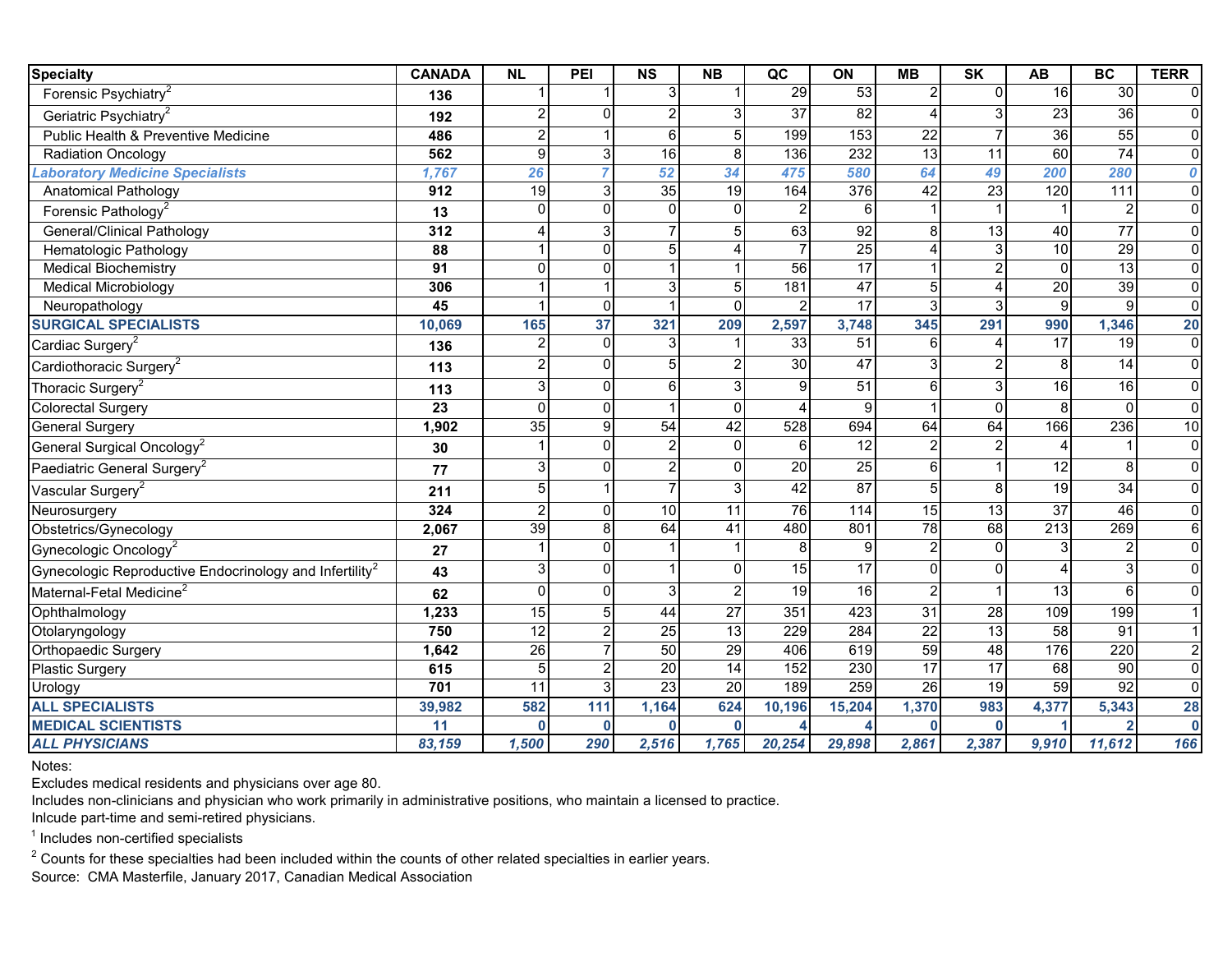| Specialty | CANADA | NL | PEI | NS | NB | QC | ON | MB | SK | AB | BC | TERR |
|---|---|---|---|---|---|---|---|---|---|---|---|---|
| Forensic Psychiatry[2] | **136** | 1 | 1 | 3 | 1 | 29 | 53 | 2 | 0 | 16 | 30 | 0 |
| Geriatric Psychiatry[2] | **192** | 2 | 0 | 2 | 3 | 37 | 82 | 4 | 3 | 23 | 36 | 0 |
| Public Health & Preventive Medicine | **486** | 2 | 1 | 6 | 5 | 199 | 153 | 22 | 7 | 36 | 55 | 0 |
| Radiation Oncology | **562** | 9 | 3 | 16 | 8 | 136 | 232 | 13 | 11 | 60 | 74 | 0 |
| ***Laboratory Medicine Specialists*** | ***1,767*** | ***26*** | ***7*** | ***52*** | ***34*** | ***475*** | ***580*** | ***64*** | ***49*** | ***200*** | ***280*** | ***0*** |
| Anatomical Pathology | **912** | 19 | 3 | 35 | 19 | 164 | 376 | 42 | 23 | 120 | 111 | 0 |
| Forensic Pathology[2] | **13** | 0 | 0 | 0 | 0 | 2 | 6 | 1 | 1 | 1 | 2 | 0 |
| General/Clinical Pathology | **312** | 4 | 3 | 7 | 5 | 63 | 92 | 8 | 13 | 40 | 77 | 0 |
| Hematologic Pathology | **88** | 1 | 0 | 5 | 4 | 7 | 25 | 4 | 3 | 10 | 29 | 0 |
| Medical Biochemistry | **91** | 0 | 0 | 1 | 1 | 56 | 17 | 1 | 2 | 0 | 13 | 0 |
| Medical Microbiology | **306** | 1 | 1 | 3 | 5 | 181 | 47 | 5 | 4 | 20 | 39 | 0 |
| Neuropathology | **45** | 1 | 0 | 1 | 0 | 2 | 17 | 3 | 3 | 9 | 9 | 0 |
| **SURGICAL SPECIALISTS** | **10,069** | **165** | **37** | **321** | **209** | **2,597** | **3,748** | **345** | **291** | **990** | **1,346** | **20** |
| Cardiac Surgery[2] | **136** | 2 | 0 | 3 | 1 | 33 | 51 | 6 | 4 | 17 | 19 | 0 |
| Cardiothoracic Surgery[2] | **113** | 2 | 0 | 5 | 2 | 30 | 47 | 3 | 2 | 8 | 14 | 0 |
| Thoracic Surgery[2] | **113** | 3 | 0 | 6 | 3 | 9 | 51 | 6 | 3 | 16 | 16 | 0 |
| Colorectal Surgery | **23** | 0 | 0 | 1 | 0 | 4 | 9 | 1 | 0 | 8 | 0 | 0 |
| General Surgery | **1,902** | 35 | 9 | 54 | 42 | 528 | 694 | 64 | 64 | 166 | 236 | 10 |
| General Surgical Oncology[2] | **30** | 1 | 0 | 2 | 0 | 6 | 12 | 2 | 2 | 4 | 1 | 0 |
| Paediatric General Surgery[2] | **77** | 3 | 0 | 2 | 0 | 20 | 25 | 6 | 1 | 12 | 8 | 0 |
| Vascular Surgery[2] | **211** | 5 | 1 | 7 | 3 | 42 | 87 | 5 | 8 | 19 | 34 | 0 |
| Neurosurgery | **324** | 2 | 0 | 10 | 11 | 76 | 114 | 15 | 13 | 37 | 46 | 0 |
| Obstetrics/Gynecology | **2,067** | 39 | 8 | 64 | 41 | 480 | 801 | 78 | 68 | 213 | 269 | 6 |
| Gynecologic Oncology[2] | **27** | 1 | 0 | 1 | 1 | 8 | 9 | 2 | 0 | 3 | 2 | 0 |
| Gynecologic Reproductive Endocrinology and Infertility[2] | **43** | 3 | 0 | 1 | 0 | 15 | 17 | 0 | 0 | 4 | 3 | 0 |
| Maternal-Fetal Medicine[2] | **62** | 0 | 0 | 3 | 2 | 19 | 16 | 2 | 1 | 13 | 6 | 0 |
| Ophthalmology | **1,233** | 15 | 5 | 44 | 27 | 351 | 423 | 31 | 28 | 109 | 199 | 1 |
| Otolaryngology | **750** | 12 | 2 | 25 | 13 | 229 | 284 | 22 | 13 | 58 | 91 | 1 |
| Orthopaedic Surgery | **1,642** | 26 | 7 | 50 | 29 | 406 | 619 | 59 | 48 | 176 | 220 | 2 |
| Plastic Surgery | **615** | 5 | 2 | 20 | 14 | 152 | 230 | 17 | 17 | 68 | 90 | 0 |
| Urology | **701** | 11 | 3 | 23 | 20 | 189 | 259 | 26 | 19 | 59 | 92 | 0 |
| **ALL SPECIALISTS** | **39,982** | **582** | **111** | **1,164** | **624** | **10,196** | **15,204** | **1,370** | **983** | **4,377** | **5,343** | **28** |
| **MEDICAL SCIENTISTS** | **11** | **0** | **0** | **0** | **0** | **4** | **4** | **0** | **0** | **1** | **2** | **0** |
| ***ALL PHYSICIANS*** | ***83,159*** | ***1,500*** | ***290*** | ***2,516*** | ***1,765*** | ***20,254*** | ***29,898*** | ***2,861*** | ***2,387*** | ***9,910*** | ***11,612*** | ***166*** |

Notes:

Excludes medical residents and physicians over age 80.

Includes non-clinicians and physician who work primarily in administrative positions, who maintain a licensed to practice.

Inlcude part-time and semi-retired physicians.

[1] Includes non-certified specialists

[2] Counts for these specialties had been included within the counts of other related specialties in earlier years.

Source: CMA Masterfile, January 2017, Canadian Medical Association